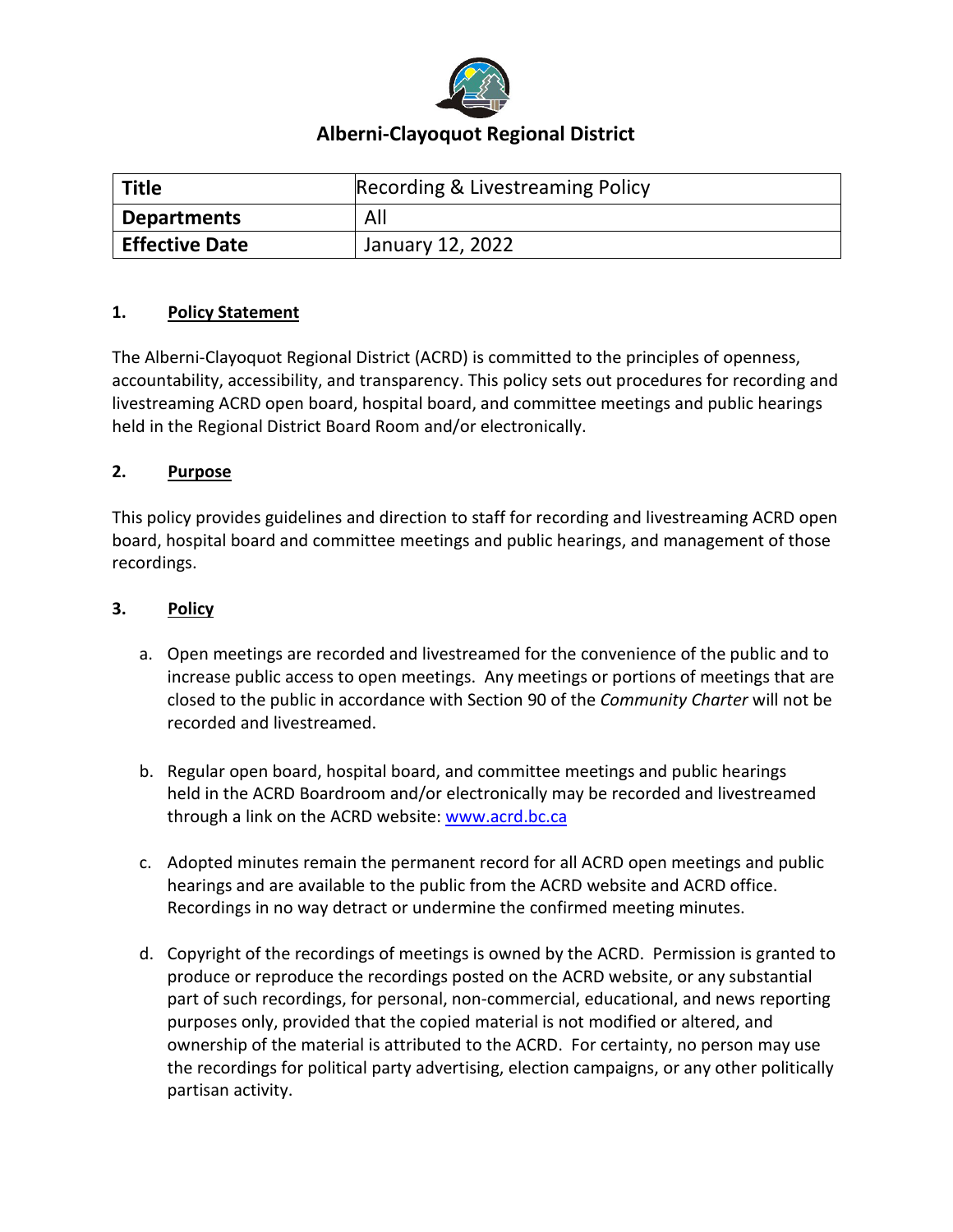# Alberni-Clayoquot Regional District

| Title | Recording & Livestreaming Policy |
|---|---|
| Departments | All |
| Effective Date | January 12, 2022 |

## 1. Policy Statement

The Alberni-Clayoquot Regional District (ACRD) is committed to the principles of openness, accountability, accessibility, and transparency. This policy sets out procedures for recording and livestreaming ACRD open board, hospital board, and committee meetings and public hearings held in the Regional District Board Room and/or electronically.

## 2. Purpose

This policy provides guidelines and direction to staff for recording and livestreaming ACRD open board, hospital board and committee meetings and public hearings, and management of those recordings.

## 3. Policy

a. Open meetings are recorded and livestreamed for the convenience of the public and to increase public access to open meetings. Any meetings or portions of meetings that are closed to the public in accordance with Section 90 of the *Community Charter* will not be recorded and livestreamed.

b. Regular open board, hospital board, and committee meetings and public hearings held in the ACRD Boardroom and/or electronically may be recorded and livestreamed through a link on the ACRD website: [www.acrd.bc.ca](http://www.acrd.bc.ca)

c. Adopted minutes remain the permanent record for all ACRD open meetings and public hearings and are available to the public from the ACRD website and ACRD office. Recordings in no way detract or undermine the confirmed meeting minutes.

d. Copyright of the recordings of meetings is owned by the ACRD. Permission is granted to produce or reproduce the recordings posted on the ACRD website, or any substantial part of such recordings, for personal, non-commercial, educational, and news reporting purposes only, provided that the copied material is not modified or altered, and ownership of the material is attributed to the ACRD. For certainty, no person may use the recordings for political party advertising, election campaigns, or any other politically partisan activity.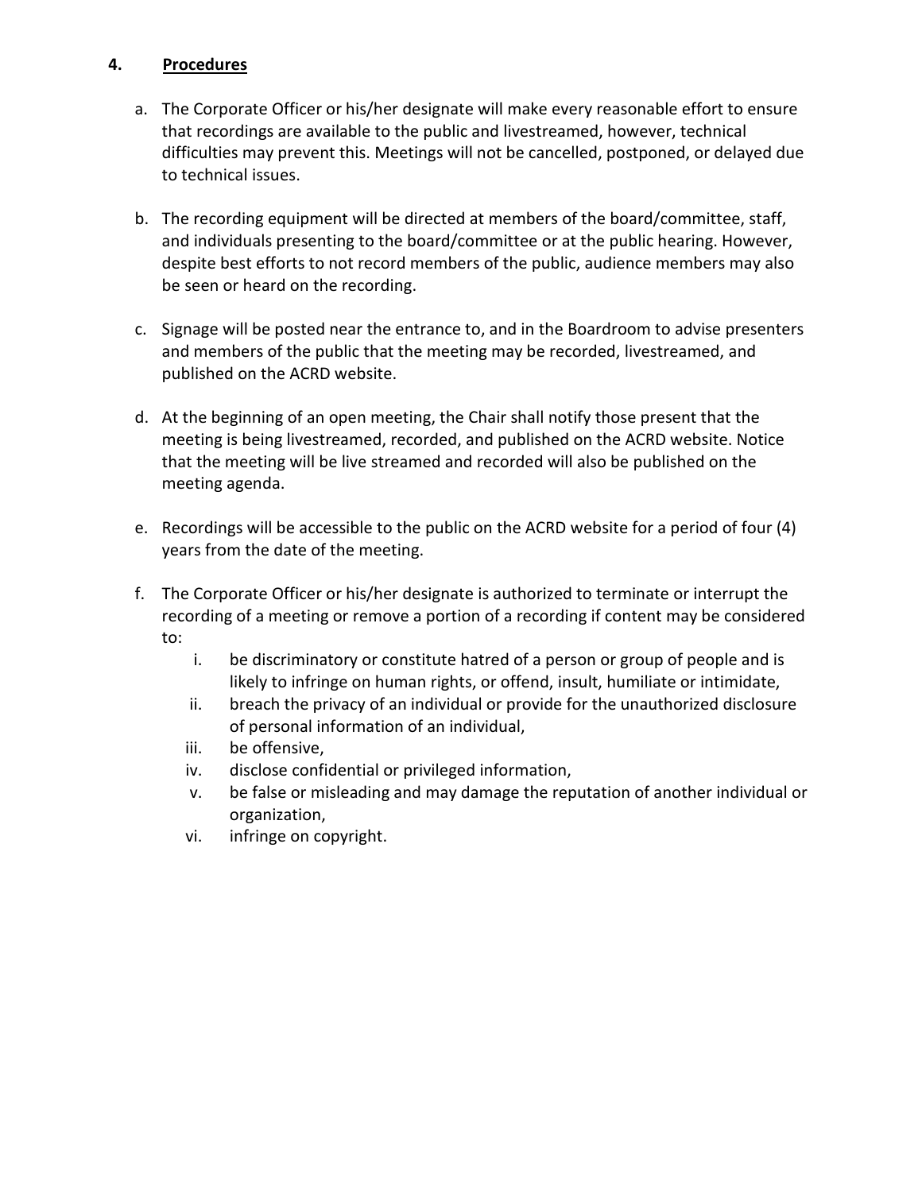## 4. Procedures

a. The Corporate Officer or his/her designate will make every reasonable effort to ensure that recordings are available to the public and livestreamed, however, technical difficulties may prevent this. Meetings will not be cancelled, postponed, or delayed due to technical issues.

b. The recording equipment will be directed at members of the board/committee, staff, and individuals presenting to the board/committee or at the public hearing. However, despite best efforts to not record members of the public, audience members may also be seen or heard on the recording.

c. Signage will be posted near the entrance to, and in the Boardroom to advise presenters and members of the public that the meeting may be recorded, livestreamed, and published on the ACRD website.

d. At the beginning of an open meeting, the Chair shall notify those present that the meeting is being livestreamed, recorded, and published on the ACRD website. Notice that the meeting will be live streamed and recorded will also be published on the meeting agenda.

e. Recordings will be accessible to the public on the ACRD website for a period of four (4) years from the date of the meeting.

f. The Corporate Officer or his/her designate is authorized to terminate or interrupt the recording of a meeting or remove a portion of a recording if content may be considered to:

   i. be discriminatory or constitute hatred of a person or group of people and is likely to infringe on human rights, or offend, insult, humiliate or intimidate,
   ii. breach the privacy of an individual or provide for the unauthorized disclosure of personal information of an individual,
   iii. be offensive,
   iv. disclose confidential or privileged information,
   v. be false or misleading and may damage the reputation of another individual or organization,
   vi. infringe on copyright.